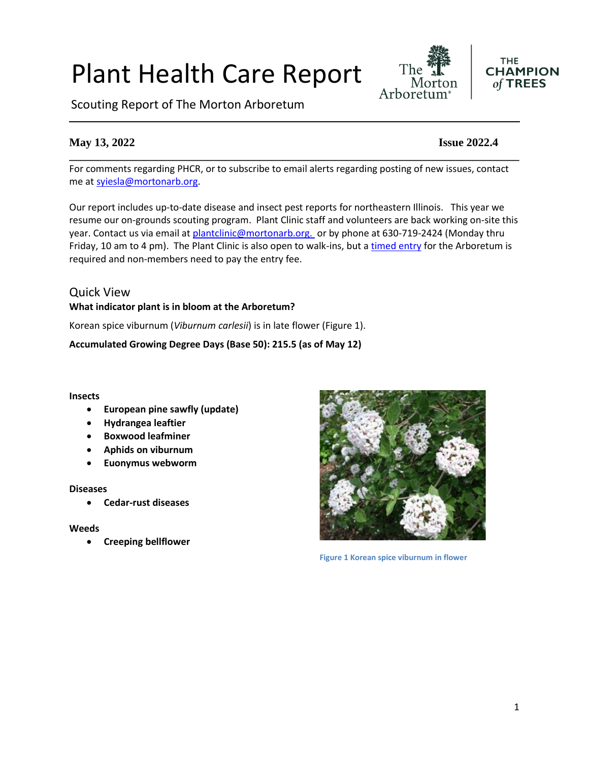# Plant Health Care Report

Scouting Report of The Morton Arboretum

**May 13, 2022** **Issue 2022.4**

For comments regarding PHCR, or to subscribe to email alerts regarding posting of new issues, contact me at syiesla@mortonarb.org.

Our report includes up-to-date disease and insect pest reports for northeastern Illinois. This year we resume our on-grounds scouting program. Plant Clinic staff and volunteers are back working on-site this year. Contact us via email at plantclinic@mortonarb.org. or by phone at 630-719-2424 (Monday thru Friday, 10 am to 4 pm). The Plant Clinic is also open to walk-ins, but a timed entry for the Arboretum is required and non-members need to pay the entry fee.

## Quick View

**What indicator plant is in bloom at the Arboretum?**

Korean spice viburnum (*Viburnum carlesii*) is in late flower (Figure 1).

**Accumulated Growing Degree Days (Base 50): 215.5 (as of May 12)**

**Insects**

- **European pine sawfly (update)**
- **Hydrangea leaftier**
- **Boxwood leafminer**
- **Aphids on viburnum**
- **Euonymus webworm**

**Diseases**

- **Cedar-rust diseases**

**Weeds**

- **Creeping bellflower**

Figure 1 Korean spice viburnum in flower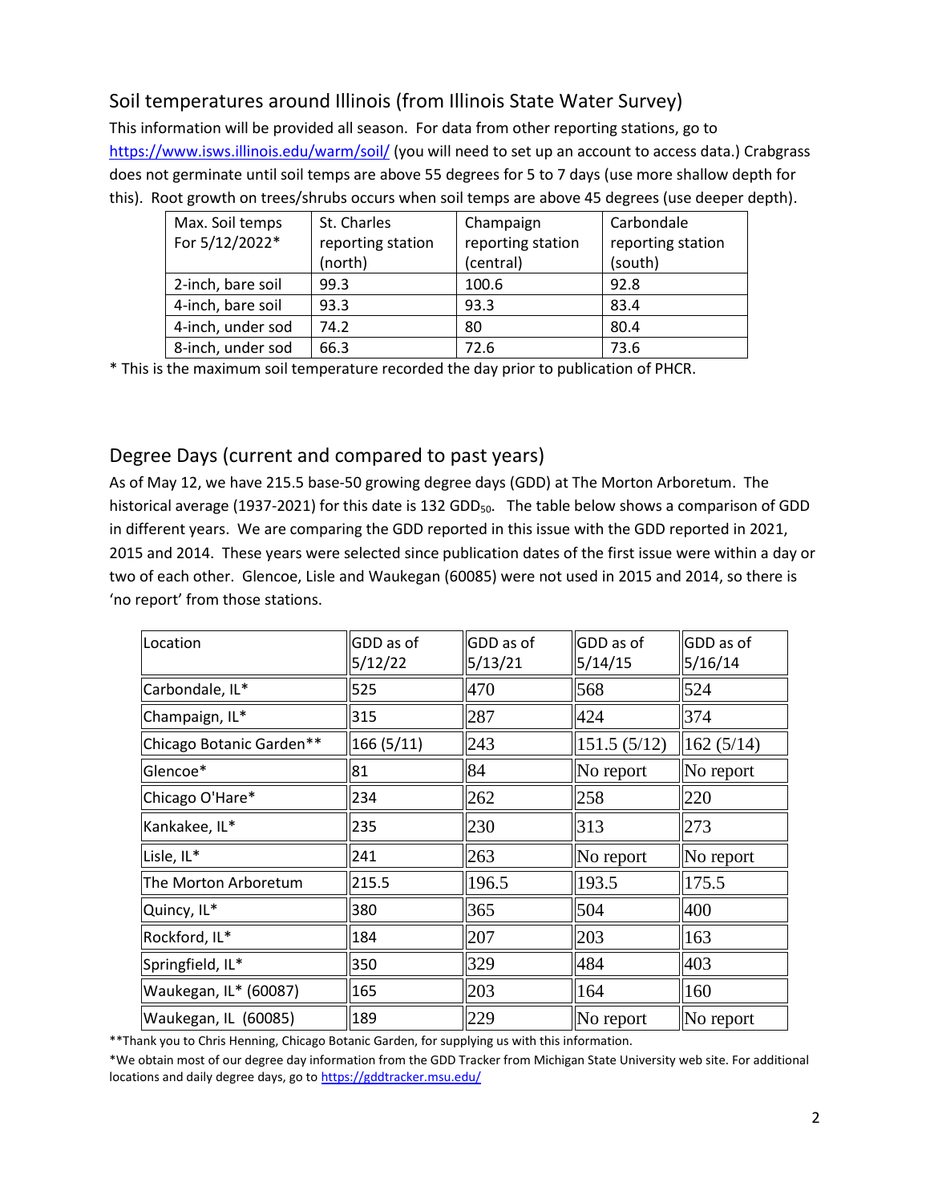## Soil temperatures around Illinois (from Illinois State Water Survey)

This information will be provided all season. For data from other reporting stations, go to https://www.isws.illinois.edu/warm/soil/ (you will need to set up an account to access data.) Crabgrass does not germinate until soil temps are above 55 degrees for 5 to 7 days (use more shallow depth for this). Root growth on trees/shrubs occurs when soil temps are above 45 degrees (use deeper depth).

| Max. Soil temps For 5/12/2022* | St. Charles reporting station (north) | Champaign reporting station (central) | Carbondale reporting station (south) |
|---|---|---|---|
| 2-inch, bare soil | 99.3 | 100.6 | 92.8 |
| 4-inch, bare soil | 93.3 | 93.3 | 83.4 |
| 4-inch, under sod | 74.2 | 80 | 80.4 |
| 8-inch, under sod | 66.3 | 72.6 | 73.6 |

* This is the maximum soil temperature recorded the day prior to publication of PHCR.

## Degree Days (current and compared to past years)

As of May 12, we have 215.5 base-50 growing degree days (GDD) at The Morton Arboretum. The historical average (1937-2021) for this date is 132 $GDD_{50}$. The table below shows a comparison of GDD in different years. We are comparing the GDD reported in this issue with the GDD reported in 2021, 2015 and 2014. These years were selected since publication dates of the first issue were within a day or two of each other. Glencoe, Lisle and Waukegan (60085) were not used in 2015 and 2014, so there is 'no report' from those stations.

| Location | GDD as of 5/12/22 | GDD as of 5/13/21 | GDD as of 5/14/15 | GDD as of 5/16/14 |
|---|---|---|---|---|
| Carbondale, IL* | 525 | 470 | 568 | 524 |
| Champaign, IL* | 315 | 287 | 424 | 374 |
| Chicago Botanic Garden** | 166 (5/11) | 243 | 151.5 (5/12) | 162 (5/14) |
| Glencoe* | 81 | 84 | No report | No report |
| Chicago O'Hare* | 234 | 262 | 258 | 220 |
| Kankakee, IL* | 235 | 230 | 313 | 273 |
| Lisle, IL* | 241 | 263 | No report | No report |
| The Morton Arboretum | 215.5 | 196.5 | 193.5 | 175.5 |
| Quincy, IL* | 380 | 365 | 504 | 400 |
| Rockford, IL* | 184 | 207 | 203 | 163 |
| Springfield, IL* | 350 | 329 | 484 | 403 |
| Waukegan, IL* (60087) | 165 | 203 | 164 | 160 |
| Waukegan, IL (60085) | 189 | 229 | No report | No report |

**Thank you to Chris Henning, Chicago Botanic Garden, for supplying us with this information.

*We obtain most of our degree day information from the GDD Tracker from Michigan State University web site. For additional locations and daily degree days, go to https://gddtracker.msu.edu/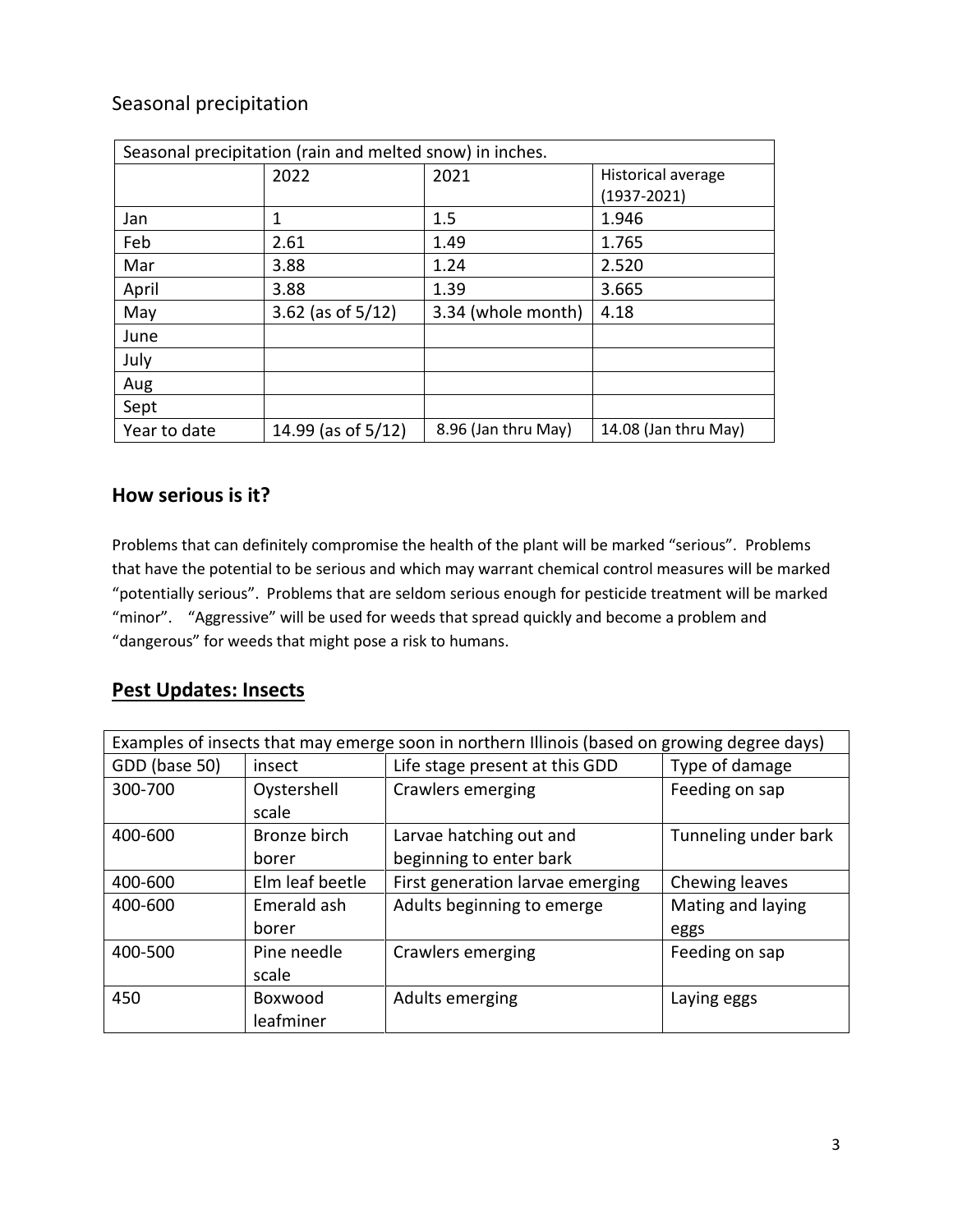## Seasonal precipitation

| Seasonal precipitation (rain and melted snow) in inches. | | | |
|---|---|---|---|
| | 2022 | 2021 | Historical average (1937-2021) |
| Jan | 1 | 1.5 | 1.946 |
| Feb | 2.61 | 1.49 | 1.765 |
| Mar | 3.88 | 1.24 | 2.520 |
| April | 3.88 | 1.39 | 3.665 |
| May | 3.62 (as of 5/12) | 3.34 (whole month) | 4.18 |
| June | | | |
| July | | | |
| Aug | | | |
| Sept | | | |
| Year to date | 14.99 (as of 5/12) | 8.96 (Jan thru May) | 14.08 (Jan thru May) |

## How serious is it?

Problems that can definitely compromise the health of the plant will be marked "serious". Problems that have the potential to be serious and which may warrant chemical control measures will be marked "potentially serious". Problems that are seldom serious enough for pesticide treatment will be marked "minor". "Aggressive" will be used for weeds that spread quickly and become a problem and "dangerous" for weeds that might pose a risk to humans.

## Pest Updates: Insects

| Examples of insects that may emerge soon in northern Illinois (based on growing degree days) | | | |
|---|---|---|---|
| GDD (base 50) | insect | Life stage present at this GDD | Type of damage |
| 300-700 | Oystershell scale | Crawlers emerging | Feeding on sap |
| 400-600 | Bronze birch borer | Larvae hatching out and beginning to enter bark | Tunneling under bark |
| 400-600 | Elm leaf beetle | First generation larvae emerging | Chewing leaves |
| 400-600 | Emerald ash borer | Adults beginning to emerge | Mating and laying eggs |
| 400-500 | Pine needle scale | Crawlers emerging | Feeding on sap |
| 450 | Boxwood leafminer | Adults emerging | Laying eggs |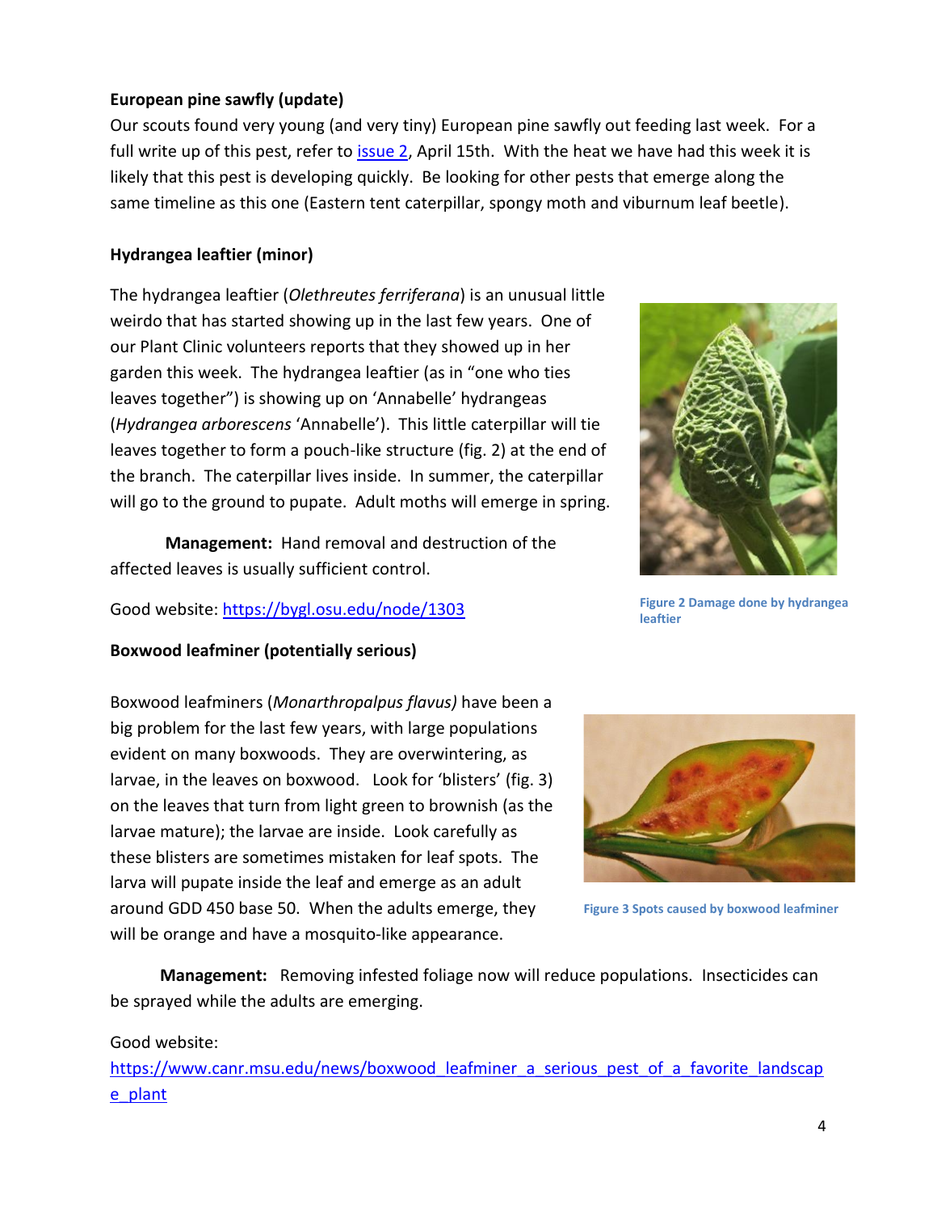**European pine sawfly (update)**

Our scouts found very young (and very tiny) European pine sawfly out feeding last week. For a full write up of this pest, refer to issue 2, April 15th. With the heat we have had this week it is likely that this pest is developing quickly. Be looking for other pests that emerge along the same timeline as this one (Eastern tent caterpillar, spongy moth and viburnum leaf beetle).

**Hydrangea leaftier (minor)**

The hydrangea leaftier (*Olethreutes ferriferana*) is an unusual little weirdo that has started showing up in the last few years. One of our Plant Clinic volunteers reports that they showed up in her garden this week. The hydrangea leaftier (as in "one who ties leaves together") is showing up on 'Annabelle' hydrangeas (*Hydrangea arborescens* 'Annabelle'). This little caterpillar will tie leaves together to form a pouch-like structure (fig. 2) at the end of the branch. The caterpillar lives inside. In summer, the caterpillar will go to the ground to pupate. Adult moths will emerge in spring.

**Management:** Hand removal and destruction of the affected leaves is usually sufficient control.

Good website: https://bygl.osu.edu/node/1303

Figure 2 Damage done by hydrangea leaftier

**Boxwood leafminer (potentially serious)**

Boxwood leafminers (*Monarthropalpus flavus)* have been a big problem for the last few years, with large populations evident on many boxwoods. They are overwintering, as larvae, in the leaves on boxwood. Look for 'blisters' (fig. 3) on the leaves that turn from light green to brownish (as the larvae mature); the larvae are inside. Look carefully as these blisters are sometimes mistaken for leaf spots. The larva will pupate inside the leaf and emerge as an adult around GDD 450 base 50. When the adults emerge, they will be orange and have a mosquito-like appearance.

Figure 3 Spots caused by boxwood leafminer

**Management:** Removing infested foliage now will reduce populations. Insecticides can be sprayed while the adults are emerging.

Good website:
https://www.canr.msu.edu/news/boxwood_leafminer_a_serious_pest_of_a_favorite_landscape_plant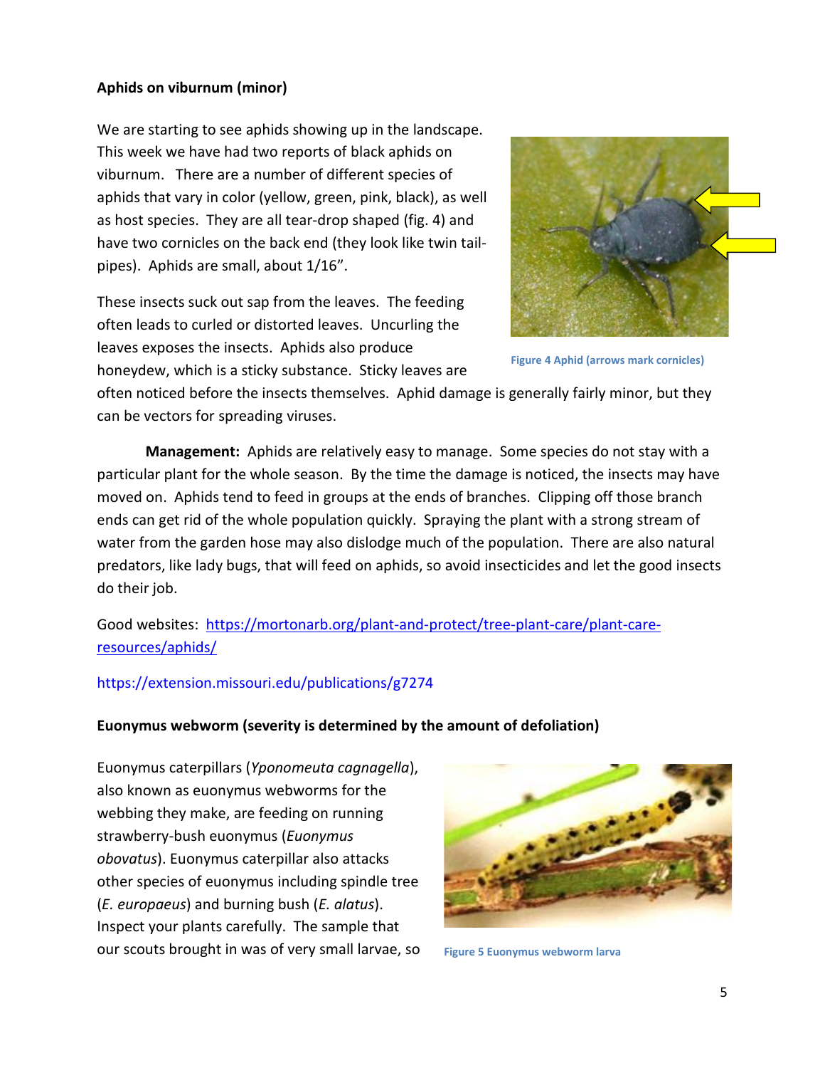**Aphids on viburnum (minor)**

We are starting to see aphids showing up in the landscape. This week we have had two reports of black aphids on viburnum. There are a number of different species of aphids that vary in color (yellow, green, pink, black), as well as host species. They are all tear-drop shaped (fig. 4) and have two cornicles on the back end (they look like twin tail-pipes). Aphids are small, about 1/16".

Figure 4 Aphid (arrows mark cornicles)

These insects suck out sap from the leaves. The feeding often leads to curled or distorted leaves. Uncurling the leaves exposes the insects. Aphids also produce honeydew, which is a sticky substance. Sticky leaves are often noticed before the insects themselves. Aphid damage is generally fairly minor, but they can be vectors for spreading viruses.

**Management:** Aphids are relatively easy to manage. Some species do not stay with a particular plant for the whole season. By the time the damage is noticed, the insects may have moved on. Aphids tend to feed in groups at the ends of branches. Clipping off those branch ends can get rid of the whole population quickly. Spraying the plant with a strong stream of water from the garden hose may also dislodge much of the population. There are also natural predators, like lady bugs, that will feed on aphids, so avoid insecticides and let the good insects do their job.

Good websites: https://mortonarb.org/plant-and-protect/tree-plant-care/plant-care-resources/aphids/

https://extension.missouri.edu/publications/g7274

**Euonymus webworm (severity is determined by the amount of defoliation)**

Euonymus caterpillars (*Yponomeuta cagnagella*), also known as euonymus webworms for the webbing they make, are feeding on running strawberry-bush euonymus (*Euonymus obovatus*). Euonymus caterpillar also attacks other species of euonymus including spindle tree (*E. europaeus*) and burning bush (*E. alatus*). Inspect your plants carefully. The sample that our scouts brought in was of very small larvae, so

Figure 5 Euonymus webworm larva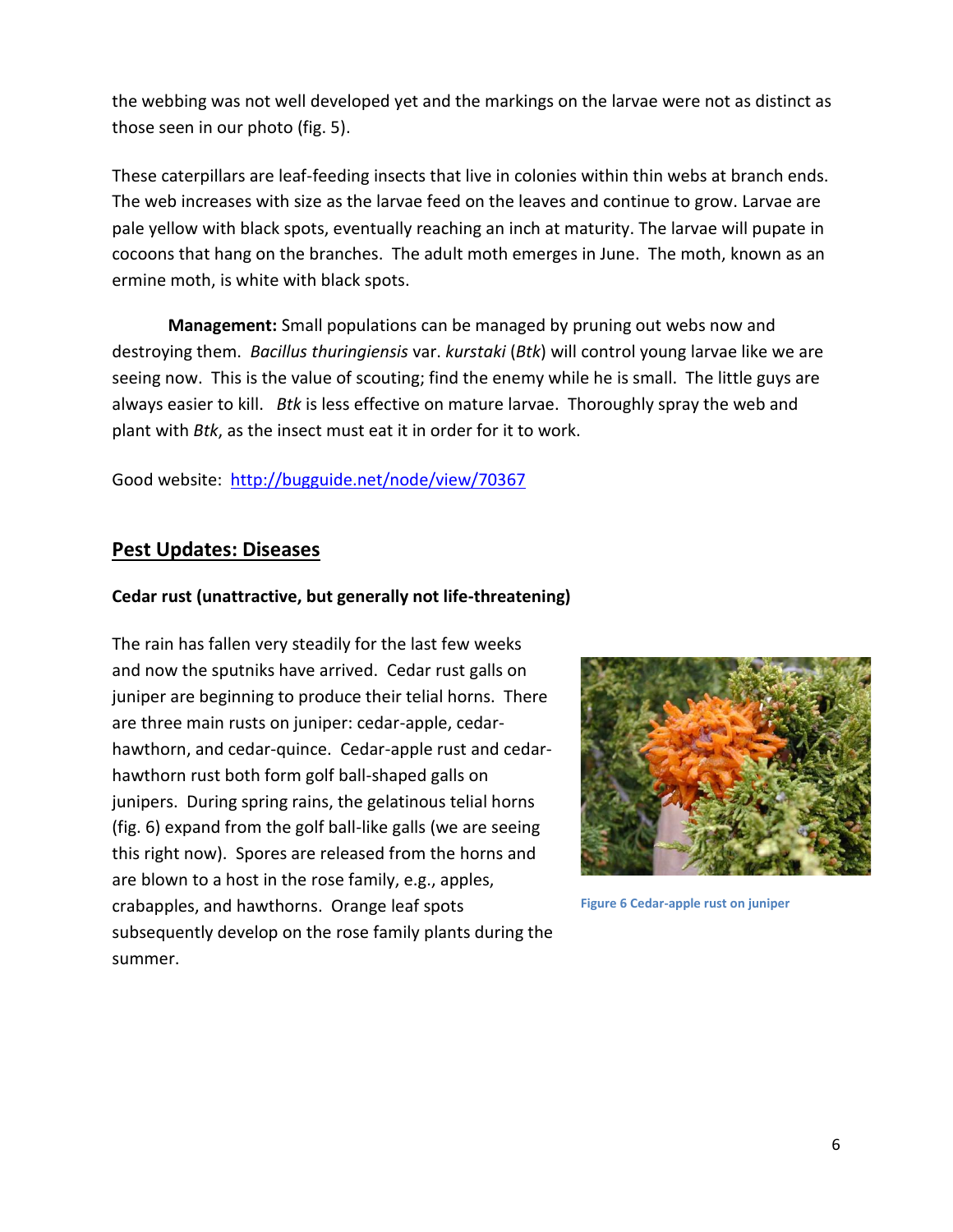the webbing was not well developed yet and the markings on the larvae were not as distinct as those seen in our photo (fig. 5).

These caterpillars are leaf-feeding insects that live in colonies within thin webs at branch ends. The web increases with size as the larvae feed on the leaves and continue to grow. Larvae are pale yellow with black spots, eventually reaching an inch at maturity. The larvae will pupate in cocoons that hang on the branches. The adult moth emerges in June. The moth, known as an ermine moth, is white with black spots.

**Management:** Small populations can be managed by pruning out webs now and destroying them. *Bacillus thuringiensis* var. *kurstaki* (*Btk*) will control young larvae like we are seeing now. This is the value of scouting; find the enemy while he is small. The little guys are always easier to kill. *Btk* is less effective on mature larvae. Thoroughly spray the web and plant with *Btk*, as the insect must eat it in order for it to work.

Good website: [http://bugguide.net/node/view/70367](http://bugguide.net/node/view/70367)

## Pest Updates: Diseases

### Cedar rust (unattractive, but generally not life-threatening)

The rain has fallen very steadily for the last few weeks and now the sputniks have arrived. Cedar rust galls on juniper are beginning to produce their telial horns. There are three main rusts on juniper: cedar-apple, cedar-hawthorn, and cedar-quince. Cedar-apple rust and cedar-hawthorn rust both form golf ball-shaped galls on junipers. During spring rains, the gelatinous telial horns (fig. 6) expand from the golf ball-like galls (we are seeing this right now). Spores are released from the horns and are blown to a host in the rose family, e.g., apples, crabapples, and hawthorns. Orange leaf spots subsequently develop on the rose family plants during the summer.

Figure 6 Cedar-apple rust on juniper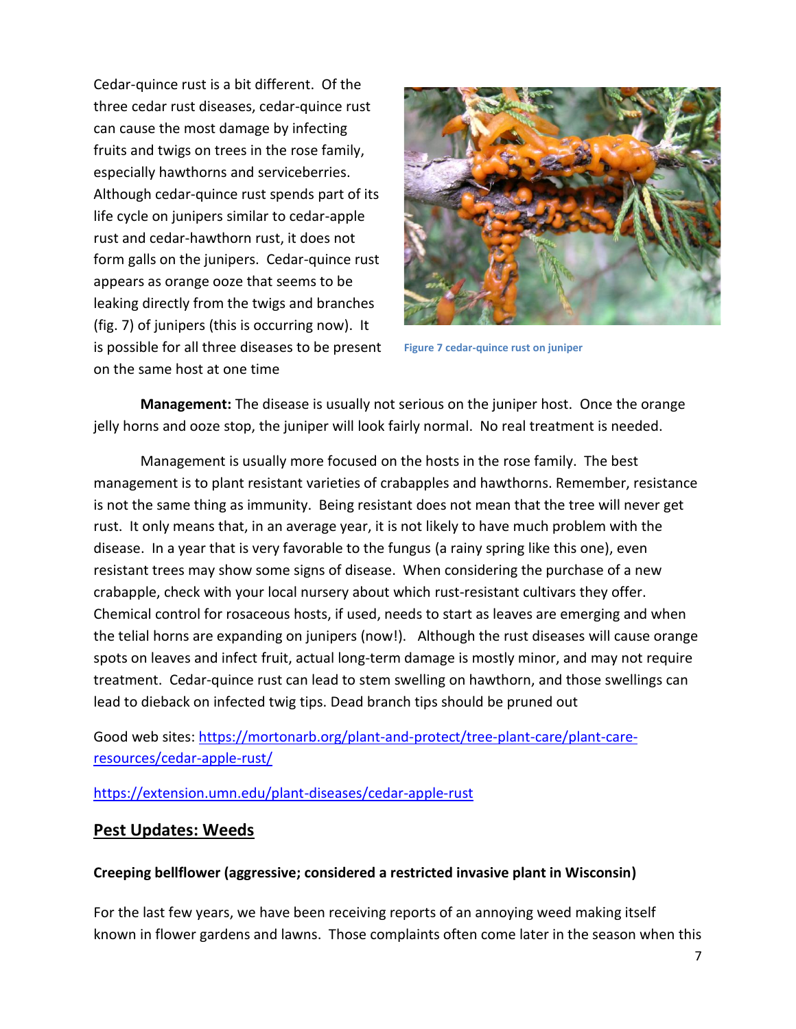Cedar-quince rust is a bit different. Of the three cedar rust diseases, cedar-quince rust can cause the most damage by infecting fruits and twigs on trees in the rose family, especially hawthorns and serviceberries. Although cedar-quince rust spends part of its life cycle on junipers similar to cedar-apple rust and cedar-hawthorn rust, it does not form galls on the junipers. Cedar-quince rust appears as orange ooze that seems to be leaking directly from the twigs and branches (fig. 7) of junipers (this is occurring now). It is possible for all three diseases to be present on the same host at one time

Figure 7 cedar-quince rust on juniper

**Management:** The disease is usually not serious on the juniper host. Once the orange jelly horns and ooze stop, the juniper will look fairly normal. No real treatment is needed.

Management is usually more focused on the hosts in the rose family. The best management is to plant resistant varieties of crabapples and hawthorns. Remember, resistance is not the same thing as immunity. Being resistant does not mean that the tree will never get rust. It only means that, in an average year, it is not likely to have much problem with the disease. In a year that is very favorable to the fungus (a rainy spring like this one), even resistant trees may show some signs of disease. When considering the purchase of a new crabapple, check with your local nursery about which rust-resistant cultivars they offer. Chemical control for rosaceous hosts, if used, needs to start as leaves are emerging and when the telial horns are expanding on junipers (now!). Although the rust diseases will cause orange spots on leaves and infect fruit, actual long-term damage is mostly minor, and may not require treatment. Cedar-quince rust can lead to stem swelling on hawthorn, and those swellings can lead to dieback on infected twig tips. Dead branch tips should be pruned out

Good web sites: https://mortonarb.org/plant-and-protect/tree-plant-care/plant-care-resources/cedar-apple-rust/

https://extension.umn.edu/plant-diseases/cedar-apple-rust

## Pest Updates: Weeds

**Creeping bellflower (aggressive; considered a restricted invasive plant in Wisconsin)**

For the last few years, we have been receiving reports of an annoying weed making itself known in flower gardens and lawns. Those complaints often come later in the season when this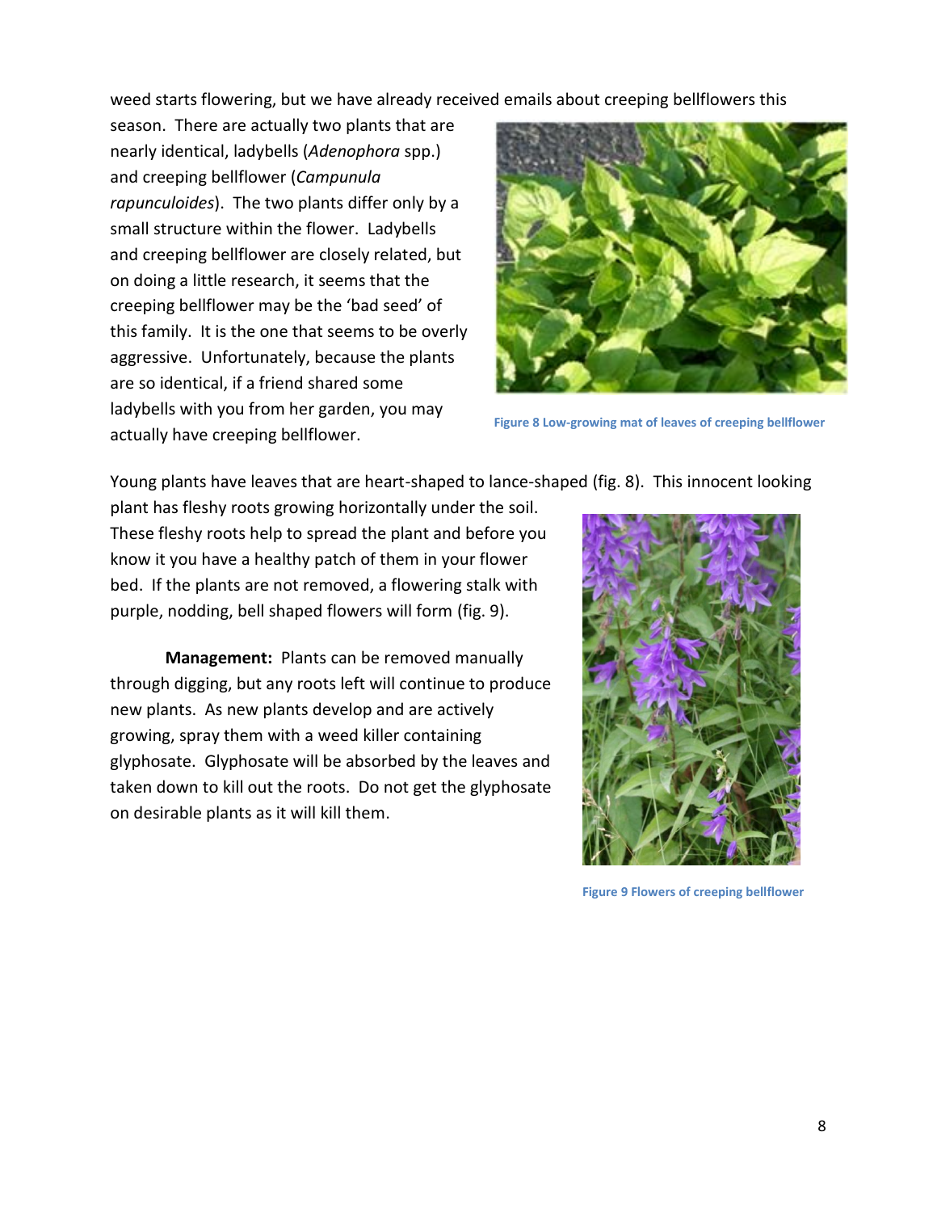weed starts flowering, but we have already received emails about creeping bellflowers this season. There are actually two plants that are nearly identical, ladybells (*Adenophora* spp.) and creeping bellflower (*Campunula rapunculoides*). The two plants differ only by a small structure within the flower. Ladybells and creeping bellflower are closely related, but on doing a little research, it seems that the creeping bellflower may be the 'bad seed' of this family. It is the one that seems to be overly aggressive. Unfortunately, because the plants are so identical, if a friend shared some ladybells with you from her garden, you may actually have creeping bellflower.

Figure 8 Low-growing mat of leaves of creeping bellflower

Young plants have leaves that are heart-shaped to lance-shaped (fig. 8). This innocent looking plant has fleshy roots growing horizontally under the soil. These fleshy roots help to spread the plant and before you know it you have a healthy patch of them in your flower bed. If the plants are not removed, a flowering stalk with purple, nodding, bell shaped flowers will form (fig. 9).

**Management:** Plants can be removed manually through digging, but any roots left will continue to produce new plants. As new plants develop and are actively growing, spray them with a weed killer containing glyphosate. Glyphosate will be absorbed by the leaves and taken down to kill out the roots. Do not get the glyphosate on desirable plants as it will kill them.

Figure 9 Flowers of creeping bellflower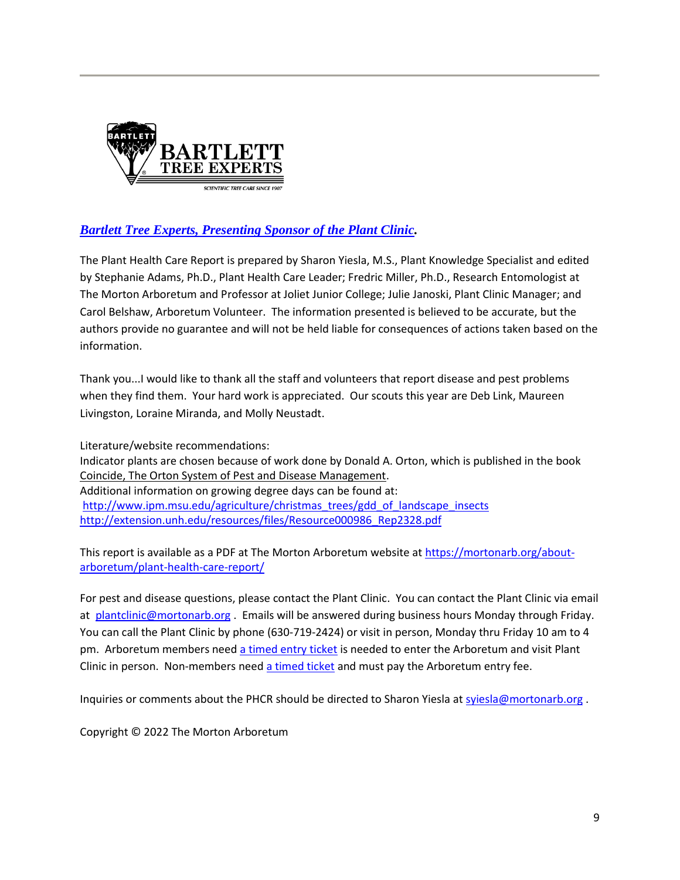***[Bartlett Tree Experts, Presenting Sponsor of the Plant Clinic](#).***

The Plant Health Care Report is prepared by Sharon Yiesla, M.S., Plant Knowledge Specialist and edited by Stephanie Adams, Ph.D., Plant Health Care Leader; Fredric Miller, Ph.D., Research Entomologist at The Morton Arboretum and Professor at Joliet Junior College; Julie Janoski, Plant Clinic Manager; and Carol Belshaw, Arboretum Volunteer. The information presented is believed to be accurate, but the authors provide no guarantee and will not be held liable for consequences of actions taken based on the information.

Thank you...I would like to thank all the staff and volunteers that report disease and pest problems when they find them. Your hard work is appreciated. Our scouts this year are Deb Link, Maureen Livingston, Loraine Miranda, and Molly Neustadt.

Literature/website recommendations:
Indicator plants are chosen because of work done by Donald A. Orton, which is published in the book Coincide, The Orton System of Pest and Disease Management.
Additional information on growing degree days can be found at:
http://www.ipm.msu.edu/agriculture/christmas_trees/gdd_of_landscape_insects
http://extension.unh.edu/resources/files/Resource000986_Rep2328.pdf

This report is available as a PDF at The Morton Arboretum website at https://mortonarb.org/about-arboretum/plant-health-care-report/

For pest and disease questions, please contact the Plant Clinic. You can contact the Plant Clinic via email at plantclinic@mortonarb.org . Emails will be answered during business hours Monday through Friday. You can call the Plant Clinic by phone (630-719-2424) or visit in person, Monday thru Friday 10 am to 4 pm. Arboretum members need a timed entry ticket is needed to enter the Arboretum and visit Plant Clinic in person. Non-members need a timed ticket and must pay the Arboretum entry fee.

Inquiries or comments about the PHCR should be directed to Sharon Yiesla at syiesla@mortonarb.org .

Copyright © 2022 The Morton Arboretum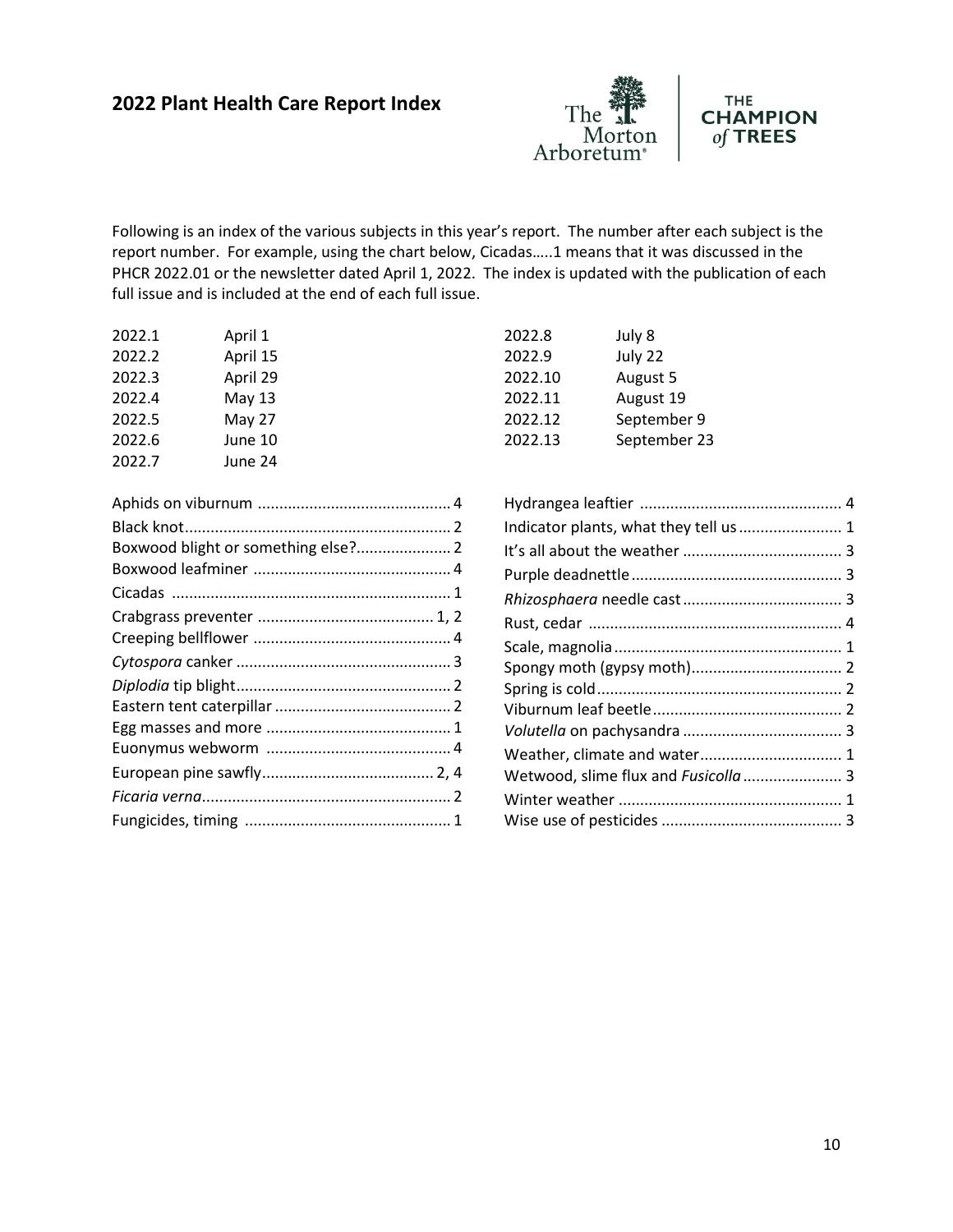# 2022 Plant Health Care Report Index

Following is an index of the various subjects in this year's report. The number after each subject is the report number. For example, using the chart below, Cicadas…..1 means that it was discussed in the PHCR 2022.01 or the newsletter dated April 1, 2022. The index is updated with the publication of each full issue and is included at the end of each full issue.

| | |
|---|---|
| 2022.1 | April 1 |
| 2022.2 | April 15 |
| 2022.3 | April 29 |
| 2022.4 | May 13 |
| 2022.5 | May 27 |
| 2022.6 | June 10 |
| 2022.7 | June 24 |
| 2022.8 | July 8 |
| 2022.9 | July 22 |
| 2022.10 | August 5 |
| 2022.11 | August 19 |
| 2022.12 | September 9 |
| 2022.13 | September 23 |

Aphids on viburnum ............................................ 4
Black knot............................................................ 2
Boxwood blight or something else?...................... 2
Boxwood leafminer ............................................. 4
Cicadas ................................................................ 1
Crabgrass preventer ......................................... 1, 2
Creeping bellflower ............................................. 4
*Cytospora* canker ................................................. 3
*Diplodia* tip blight................................................. 2
Eastern tent caterpillar ......................................... 2
Egg masses and more .......................................... 1
Euonymus webworm .......................................... 4
European pine sawfly....................................... 2, 4
*Ficaria verna*......................................................... 2
Fungicides, timing ............................................... 1
Hydrangea leaftier .............................................. 4
Indicator plants, what they tell us ........................ 1
It's all about the weather .................................... 3
Purple deadnettle ................................................ 3
*Rhizosphaera* needle cast .................................... 3
Rust, cedar .......................................................... 4
Scale, magnolia .................................................... 1
Spongy moth (gypsy moth).................................. 2
Spring is cold........................................................ 2
Viburnum leaf beetle ........................................... 2
*Volutella* on pachysandra .................................... 3
Weather, climate and water................................. 1
Wetwood, slime flux and *Fusicolla* ....................... 3
Winter weather .................................................... 1
Wise use of pesticides .......................................... 3